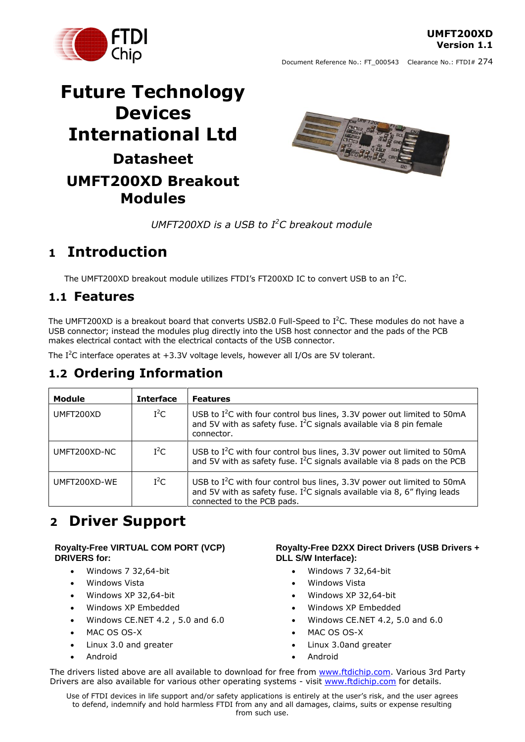UMFT200XD
Version 1.1

Document Reference No.: FT_000543 Clearance No.: FTDI# 274

# Future Technology Devices International Ltd

## Datasheet

## UMFT200XD Breakout Modules

*UMFT200XD is a USB to $I^2C$ breakout module*

# 1 Introduction

The UMFT200XD breakout module utilizes FTDI's FT200XD IC to convert USB to an $I^2C$.

## 1.1 Features

The UMFT200XD is a breakout board that converts USB2.0 Full-Speed to $I^2C$. These modules do not have a USB connector; instead the modules plug directly into the USB host connector and the pads of the PCB makes electrical contact with the electrical contacts of the USB connector.

The $I^2C$ interface operates at +3.3V voltage levels, however all I/Os are 5V tolerant.

## 1.2 Ordering Information

| Module | Interface | Features |
|---|---|---|
| UMFT200XD | $I^2C$ | USB to $I^2C$ with four control bus lines, 3.3V power out limited to 50mA and 5V with as safety fuse. $I^2C$ signals available via 8 pin female connector. |
| UMFT200XD-NC | $I^2C$ | USB to $I^2C$ with four control bus lines, 3.3V power out limited to 50mA and 5V with as safety fuse. $I^2C$ signals available via 8 pads on the PCB |
| UMFT200XD-WE | $I^2C$ | USB to $I^2C$ with four control bus lines, 3.3V power out limited to 50mA and 5V with as safety fuse. $I^2C$ signals available via 8, 6" flying leads connected to the PCB pads. |

# 2 Driver Support

**Royalty-Free VIRTUAL COM PORT (VCP) DRIVERS for:**

- Windows 7 32,64-bit
- Windows Vista
- Windows XP 32,64-bit
- Windows XP Embedded
- Windows CE.NET 4.2 , 5.0 and 6.0
- MAC OS OS-X
- Linux 3.0 and greater
- Android

**Royalty-Free D2XX Direct Drivers (USB Drivers + DLL S/W Interface):**

- Windows 7 32,64-bit
- Windows Vista
- Windows XP 32,64-bit
- Windows XP Embedded
- Windows CE.NET 4.2, 5.0 and 6.0
- MAC OS OS-X
- Linux 3.0and greater
- Android

The drivers listed above are all available to download for free from www.ftdichip.com. Various 3rd Party Drivers are also available for various other operating systems - visit www.ftdichip.com for details.

Use of FTDI devices in life support and/or safety applications is entirely at the user's risk, and the user agrees to defend, indemnify and hold harmless FTDI from any and all damages, claims, suits or expense resulting from such use.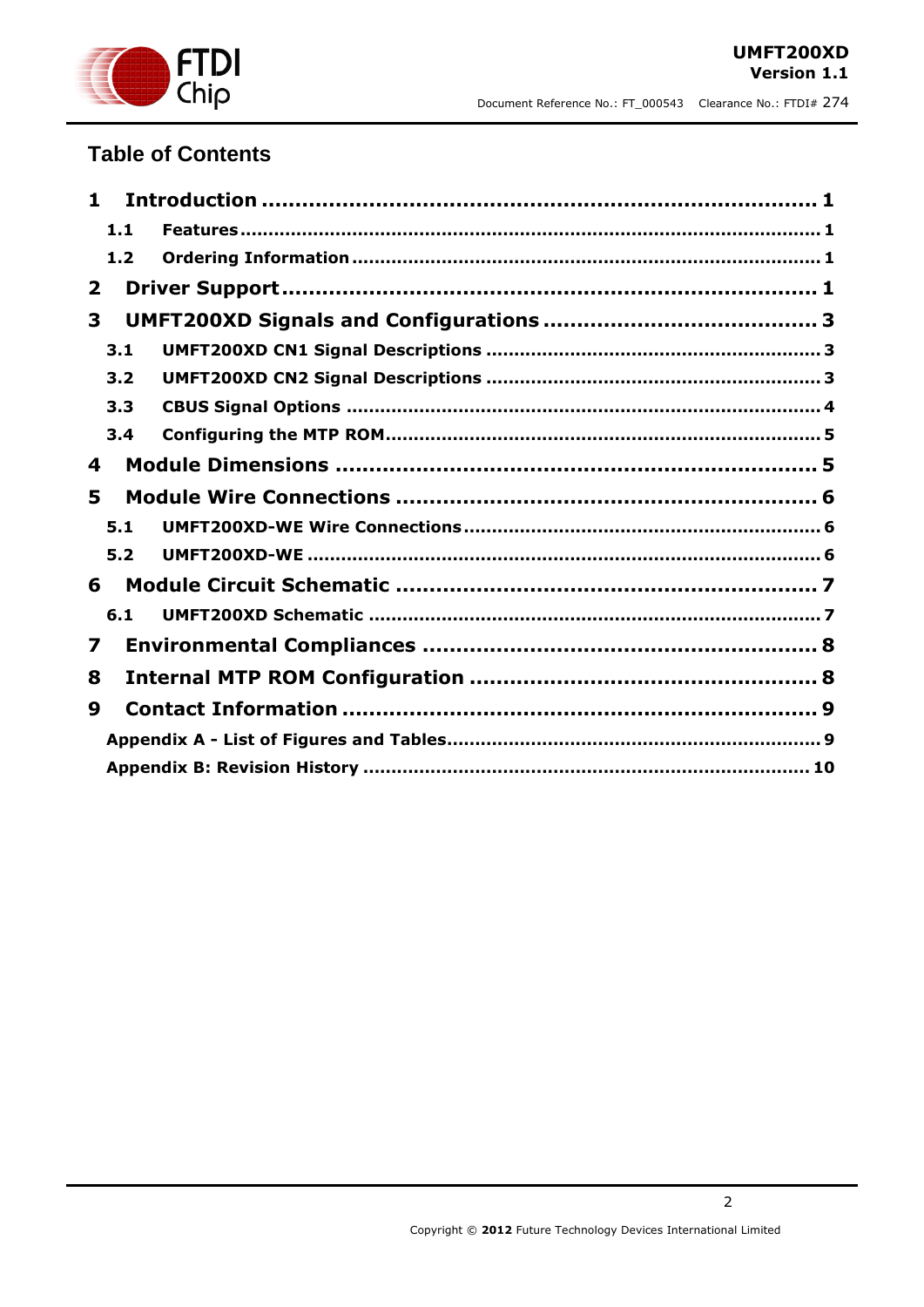## Table of Contents

**1 Introduction .................................................................... 1**

- **1.1 Features ...................................................................... 1**
- **1.2 Ordering Information ...................................................... 1**

**2 Driver Support .................................................................. 1**

**3 UMFT200XD Signals and Configurations ...................................... 3**

- **3.1 UMFT200XD CN1 Signal Descriptions ....................................... 3**
- **3.2 UMFT200XD CN2 Signal Descriptions ....................................... 3**
- **3.3 CBUS Signal Options ......................................................... 4**
- **3.4 Configuring the MTP ROM ..................................................... 5**

**4 Module Dimensions ............................................................. 5**

**5 Module Wire Connections ..................................................... 6**

- **5.1 UMFT200XD-WE Wire Connections ........................................... 6**
- **5.2 UMFT200XD-WE ................................................................ 6**

**6 Module Circuit Schematic ..................................................... 7**

- **6.1 UMFT200XD Schematic ........................................................ 7**

**7 Environmental Compliances .................................................. 8**

**8 Internal MTP ROM Configuration ............................................ 8**

**9 Contact Information ............................................................ 9**

- **Appendix A - List of Figures and Tables ..................................... 9**
- **Appendix B: Revision History ................................................... 10**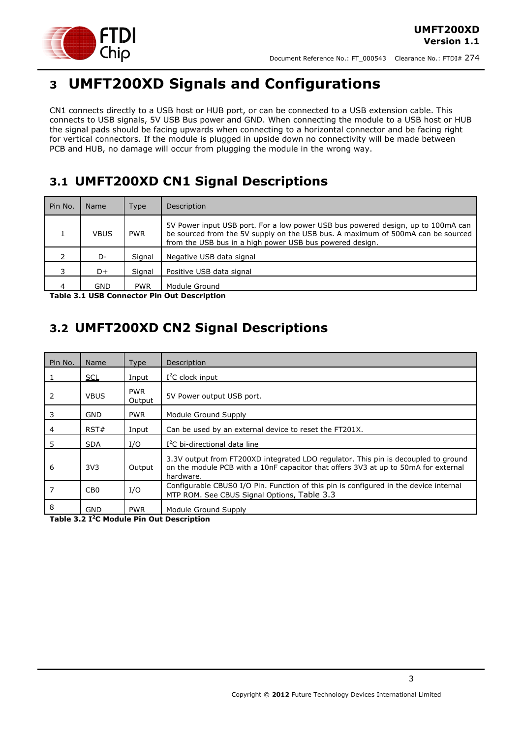# 3 UMFT200XD Signals and Configurations

CN1 connects directly to a USB host or HUB port, or can be connected to a USB extension cable. This connects to USB signals, 5V USB Bus power and GND. When connecting the module to a USB host or HUB the signal pads should be facing upwards when connecting to a horizontal connector and be facing right for vertical connectors. If the module is plugged in upside down no connectivity will be made between PCB and HUB, no damage will occur from plugging the module in the wrong way.

## 3.1 UMFT200XD CN1 Signal Descriptions

| Pin No. | Name | Type | Description |
|---|---|---|---|
| 1 | VBUS | PWR | 5V Power input USB port. For a low power USB bus powered design, up to 100mA can be sourced from the 5V supply on the USB bus. A maximum of 500mA can be sourced from the USB bus in a high power USB bus powered design. |
| 2 | D- | Signal | Negative USB data signal |
| 3 | D+ | Signal | Positive USB data signal |
| 4 | GND | PWR | Module Ground |

**Table 3.1 USB Connector Pin Out Description**

## 3.2 UMFT200XD CN2 Signal Descriptions

| Pin No. | Name | Type | Description |
|---|---|---|---|
| 1 | SCL | Input | I$^2$C clock input |
| 2 | VBUS | PWR Output | 5V Power output USB port. |
| 3 | GND | PWR | Module Ground Supply |
| 4 | RST# | Input | Can be used by an external device to reset the FT201X. |
| 5 | SDA | I/O | I$^2$C bi-directional data line |
| 6 | 3V3 | Output | 3.3V output from FT200XD integrated LDO regulator. This pin is decoupled to ground on the module PCB with a 10nF capacitor that offers 3V3 at up to 50mA for external hardware. |
| 7 | CB0 | I/O | Configurable CBUS0 I/O Pin. Function of this pin is configured in the device internal MTP ROM. See CBUS Signal Options, Table 3.3 |
| 8 | GND | PWR | Module Ground Supply |

**Table 3.2 I$^2$C Module Pin Out Description**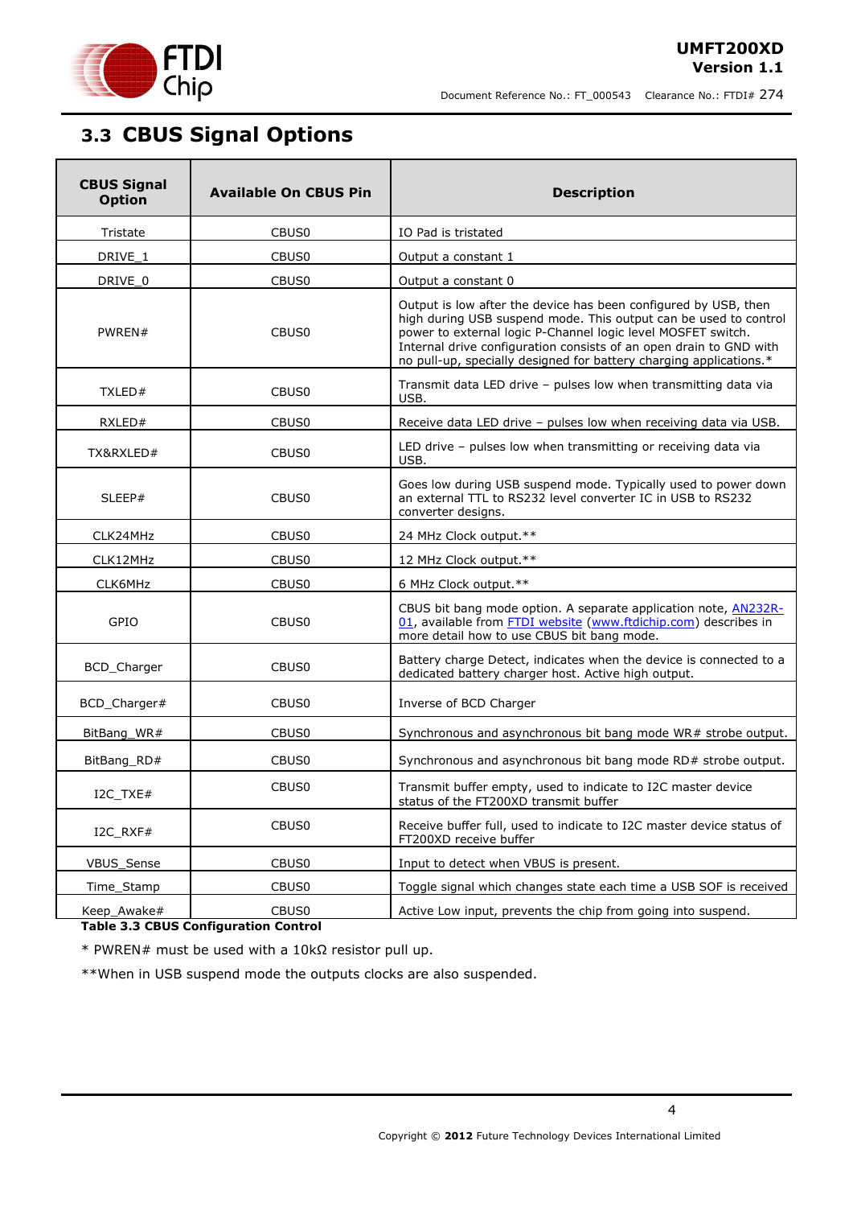## 3.3 CBUS Signal Options

| CBUS Signal Option | Available On CBUS Pin | Description |
|---|---|---|
| Tristate | CBUS0 | IO Pad is tristated |
| DRIVE_1 | CBUS0 | Output a constant 1 |
| DRIVE_0 | CBUS0 | Output a constant 0 |
| PWREN# | CBUS0 | Output is low after the device has been configured by USB, then high during USB suspend mode. This output can be used to control power to external logic P-Channel logic level MOSFET switch. Internal drive configuration consists of an open drain to GND with no pull-up, specially designed for battery charging applications.* |
| TXLED# | CBUS0 | Transmit data LED drive – pulses low when transmitting data via USB. |
| RXLED# | CBUS0 | Receive data LED drive – pulses low when receiving data via USB. |
| TX&RXLED# | CBUS0 | LED drive – pulses low when transmitting or receiving data via USB. |
| SLEEP# | CBUS0 | Goes low during USB suspend mode. Typically used to power down an external TTL to RS232 level converter IC in USB to RS232 converter designs. |
| CLK24MHz | CBUS0 | 24 MHz Clock output.** |
| CLK12MHz | CBUS0 | 12 MHz Clock output.** |
| CLK6MHz | CBUS0 | 6 MHz Clock output.** |
| GPIO | CBUS0 | CBUS bit bang mode option. A separate application note, AN232R-01, available from FTDI website (www.ftdichip.com) describes in more detail how to use CBUS bit bang mode. |
| BCD_Charger | CBUS0 | Battery charge Detect, indicates when the device is connected to a dedicated battery charger host. Active high output. |
| BCD_Charger# | CBUS0 | Inverse of BCD Charger |
| BitBang_WR# | CBUS0 | Synchronous and asynchronous bit bang mode WR# strobe output. |
| BitBang_RD# | CBUS0 | Synchronous and asynchronous bit bang mode RD# strobe output. |
| I2C_TXE# | CBUS0 | Transmit buffer empty, used to indicate to I2C master device status of the FT200XD transmit buffer |
| I2C_RXF# | CBUS0 | Receive buffer full, used to indicate to I2C master device status of FT200XD receive buffer |
| VBUS_Sense | CBUS0 | Input to detect when VBUS is present. |
| Time_Stamp | CBUS0 | Toggle signal which changes state each time a USB SOF is received |
| Keep_Awake# | CBUS0 | Active Low input, prevents the chip from going into suspend. |

**Table 3.3 CBUS Configuration Control**

* PWREN# must be used with a 10kΩ resistor pull up.

**When in USB suspend mode the outputs clocks are also suspended.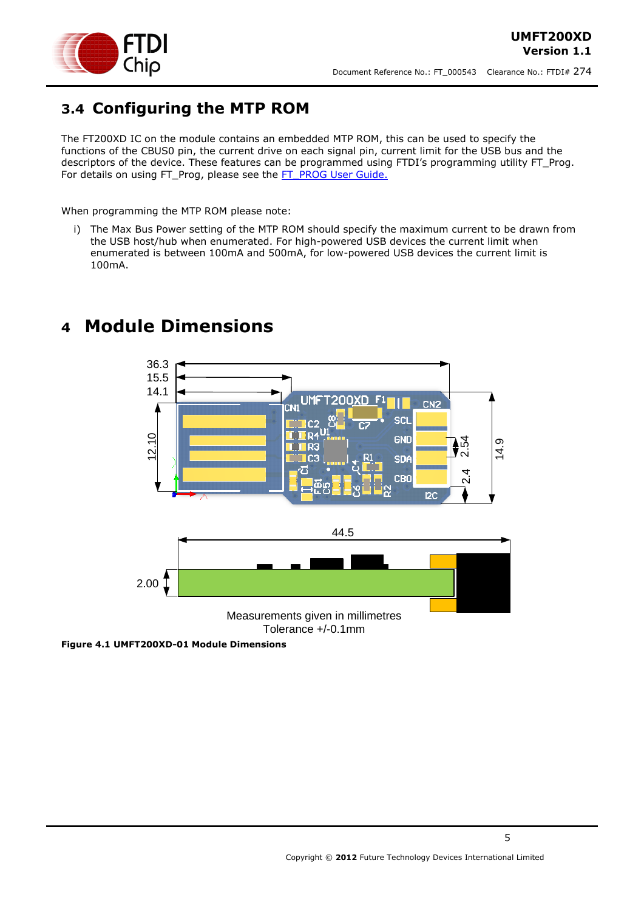## 3.4 Configuring the MTP ROM

The FT200XD IC on the module contains an embedded MTP ROM, this can be used to specify the functions of the CBUS0 pin, the current drive on each signal pin, current limit for the USB bus and the descriptors of the device. These features can be programmed using FTDI's programming utility FT_Prog. For details on using FT_Prog, please see the [FT_PROG User Guide.](FT_PROG User Guide.)

When programming the MTP ROM please note:

i) The Max Bus Power setting of the MTP ROM should specify the maximum current to be drawn from the USB host/hub when enumerated. For high-powered USB devices the current limit when enumerated is between 100mA and 500mA, for low-powered USB devices the current limit is 100mA.

# 4 Module Dimensions

Measurements given in millimetres
Tolerance +/-0.1mm

**Figure 4.1 UMFT200XD-01 Module Dimensions**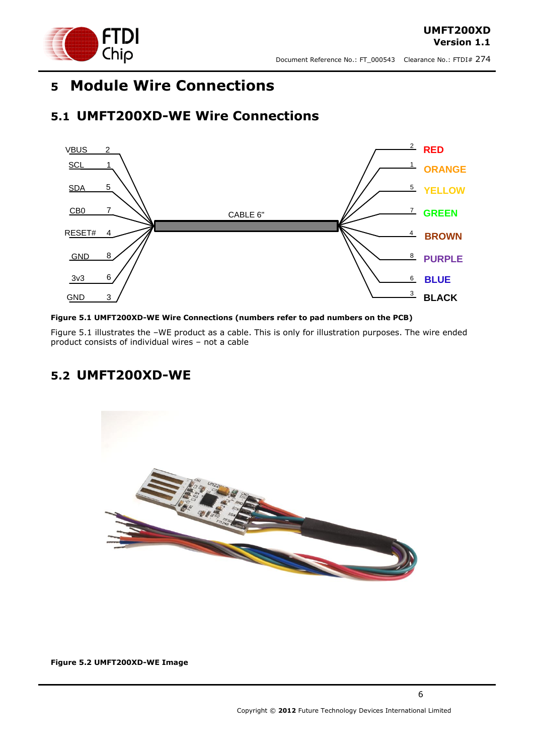# 5 Module Wire Connections

## 5.1 UMFT200XD-WE Wire Connections

| Signal | Pad | Pad | Wire Colour |
|---|---|---|---|
| VBUS | 2 | 2 | RED |
| SCL | 1 | 1 | ORANGE |
| SDA | 5 | 5 | YELLOW |
| CB0 | 7 | 7 | GREEN |
| RESET# | 4 | 4 | BROWN |
| GND | 8 | 8 | PURPLE |
| 3v3 | 6 | 6 | BLUE |
| GND | 3 | 3 | BLACK |

CABLE 6"

**Figure 5.1 UMFT200XD-WE Wire Connections (numbers refer to pad numbers on the PCB)**

Figure 5.1 illustrates the –WE product as a cable. This is only for illustration purposes. The wire ended product consists of individual wires – not a cable

## 5.2 UMFT200XD-WE

**Figure 5.2 UMFT200XD-WE Image**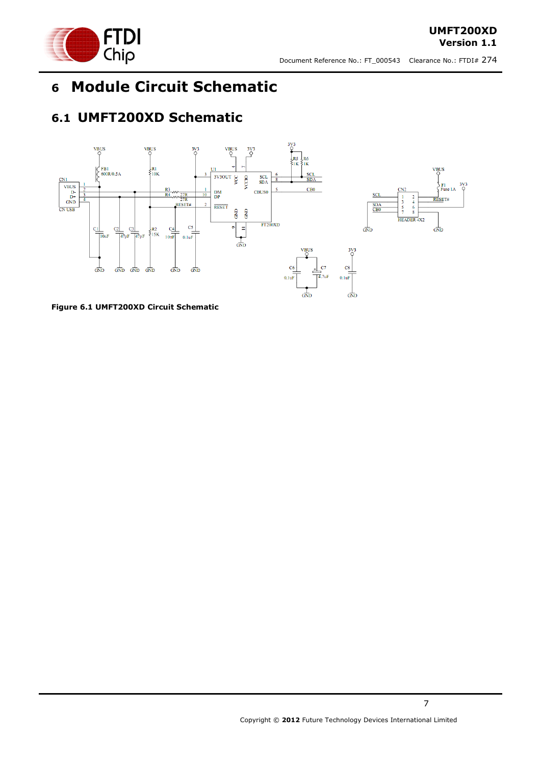# 6 Module Circuit Schematic

## 6.1 UMFT200XD Schematic

**Figure 6.1 UMFT200XD Circuit Schematic**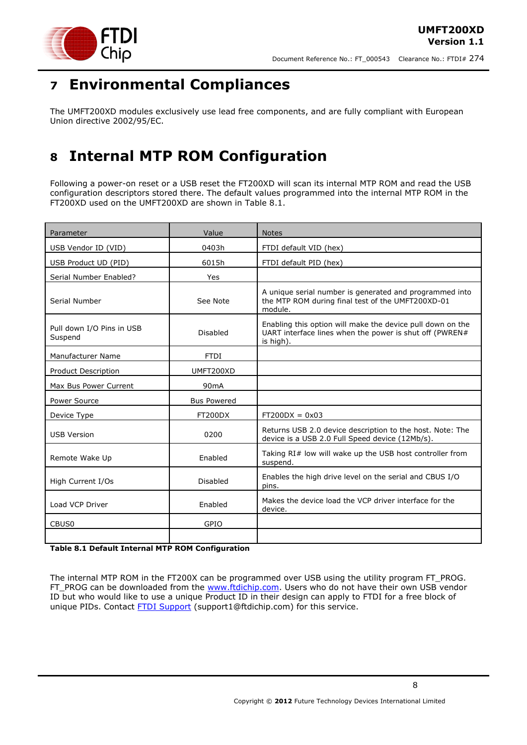# 7 Environmental Compliances

The UMFT200XD modules exclusively use lead free components, and are fully compliant with European Union directive 2002/95/EC.

# 8 Internal MTP ROM Configuration

Following a power-on reset or a USB reset the FT200XD will scan its internal MTP ROM and read the USB configuration descriptors stored there. The default values programmed into the internal MTP ROM in the FT200XD used on the UMFT200XD are shown in Table 8.1.

| Parameter | Value | Notes |
|---|---|---|
| USB Vendor ID (VID) | 0403h | FTDI default VID (hex) |
| USB Product UD (PID) | 6015h | FTDI default PID (hex) |
| Serial Number Enabled? | Yes | |
| Serial Number | See Note | A unique serial number is generated and programmed into the MTP ROM during final test of the UMFT200XD-01 module. |
| Pull down I/O Pins in USB Suspend | Disabled | Enabling this option will make the device pull down on the UART interface lines when the power is shut off (PWREN# is high). |
| Manufacturer Name | FTDI | |
| Product Description | UMFT200XD | |
| Max Bus Power Current | 90mA | |
| Power Source | Bus Powered | |
| Device Type | FT200DX | FT200DX = 0x03 |
| USB Version | 0200 | Returns USB 2.0 device description to the host. Note: The device is a USB 2.0 Full Speed device (12Mb/s). |
| Remote Wake Up | Enabled | Taking RI# low will wake up the USB host controller from suspend. |
| High Current I/Os | Disabled | Enables the high drive level on the serial and CBUS I/O pins. |
| Load VCP Driver | Enabled | Makes the device load the VCP driver interface for the device. |
| CBUS0 | GPIO | |
| | | |

**Table 8.1 Default Internal MTP ROM Configuration**

The internal MTP ROM in the FT200X can be programmed over USB using the utility program FT_PROG. FT_PROG can be downloaded from the www.ftdichip.com. Users who do not have their own USB vendor ID but who would like to use a unique Product ID in their design can apply to FTDI for a free block of unique PIDs. Contact FTDI Support (support1@ftdichip.com) for this service.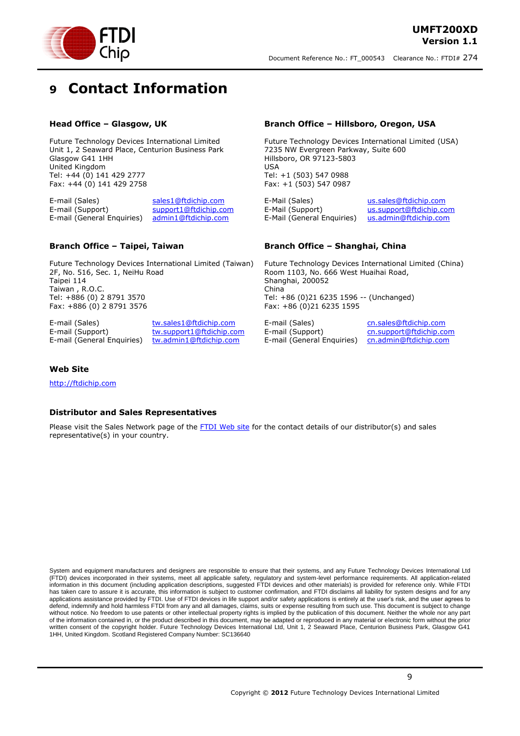# 9 Contact Information

### Head Office – Glasgow, UK

Future Technology Devices International Limited
Unit 1, 2 Seaward Place, Centurion Business Park
Glasgow G41 1HH
United Kingdom
Tel: +44 (0) 141 429 2777
Fax: +44 (0) 141 429 2758

| | |
|---|---|
| E-mail (Sales) | sales1@ftdichip.com |
| E-mail (Support) | support1@ftdichip.com |
| E-mail (General Enquiries) | admin1@ftdichip.com |

### Branch Office – Hillsboro, Oregon, USA

Future Technology Devices International Limited (USA)
7235 NW Evergreen Parkway, Suite 600
Hillsboro, OR 97123-5803
USA
Tel: +1 (503) 547 0988
Fax: +1 (503) 547 0987

| | |
|---|---|
| E-Mail (Sales) | us.sales@ftdichip.com |
| E-Mail (Support) | us.support@ftdichip.com |
| E-Mail (General Enquiries) | us.admin@ftdichip.com |

### Branch Office – Taipei, Taiwan

Future Technology Devices International Limited (Taiwan)
2F, No. 516, Sec. 1, NeiHu Road
Taipei 114
Taiwan , R.O.C.
Tel: +886 (0) 2 8791 3570
Fax: +886 (0) 2 8791 3576

| | |
|---|---|
| E-mail (Sales) | tw.sales1@ftdichip.com |
| E-mail (Support) | tw.support1@ftdichip.com |
| E-mail (General Enquiries) | tw.admin1@ftdichip.com |

### Branch Office – Shanghai, China

Future Technology Devices International Limited (China)
Room 1103, No. 666 West Huaihai Road,
Shanghai, 200052
China
Tel: +86 (0)21 6235 1596 -- (Unchanged)
Fax: +86 (0)21 6235 1595

| | |
|---|---|
| E-mail (Sales) | cn.sales@ftdichip.com |
| E-mail (Support) | cn.support@ftdichip.com |
| E-mail (General Enquiries) | cn.admin@ftdichip.com |

### Web Site

http://ftdichip.com

### Distributor and Sales Representatives

Please visit the Sales Network page of the FTDI Web site for the contact details of our distributor(s) and sales representative(s) in your country.

System and equipment manufacturers and designers are responsible to ensure that their systems, and any Future Technology Devices International Ltd (FTDI) devices incorporated in their systems, meet all applicable safety, regulatory and system-level performance requirements. All application-related information in this document (including application descriptions, suggested FTDI devices and other materials) is provided for reference only. While FTDI has taken care to assure it is accurate, this information is subject to customer confirmation, and FTDI disclaims all liability for system designs and for any applications assistance provided by FTDI. Use of FTDI devices in life support and/or safety applications is entirely at the user's risk, and the user agrees to defend, indemnify and hold harmless FTDI from any and all damages, claims, suits or expense resulting from such use. This document is subject to change without notice. No freedom to use patents or other intellectual property rights is implied by the publication of this document. Neither the whole nor any part of the information contained in, or the product described in this document, may be adapted or reproduced in any material or electronic form without the prior written consent of the copyright holder. Future Technology Devices International Ltd, Unit 1, 2 Seaward Place, Centurion Business Park, Glasgow G41 1HH, United Kingdom. Scotland Registered Company Number: SC136640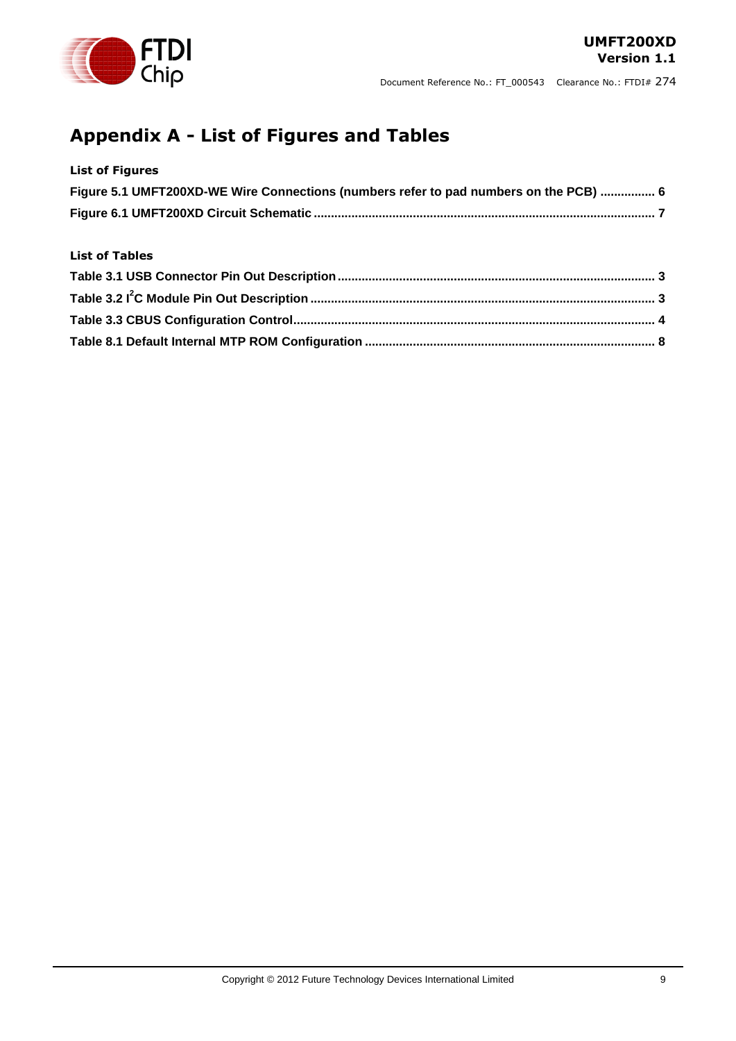# Appendix A - List of Figures and Tables

**List of Figures**

**Figure 5.1 UMFT200XD-WE Wire Connections (numbers refer to pad numbers on the PCB) ................ 6**

**Figure 6.1 UMFT200XD Circuit Schematic .................................................................................................. 7**

**List of Tables**

**Table 3.1 USB Connector Pin Out Description ........................................................................................... 3**

**Table 3.2 I$^2$C Module Pin Out Description ................................................................................................... 3**

**Table 3.3 CBUS Configuration Control........................................................................................................ 4**

**Table 8.1 Default Internal MTP ROM Configuration ................................................................................... 8**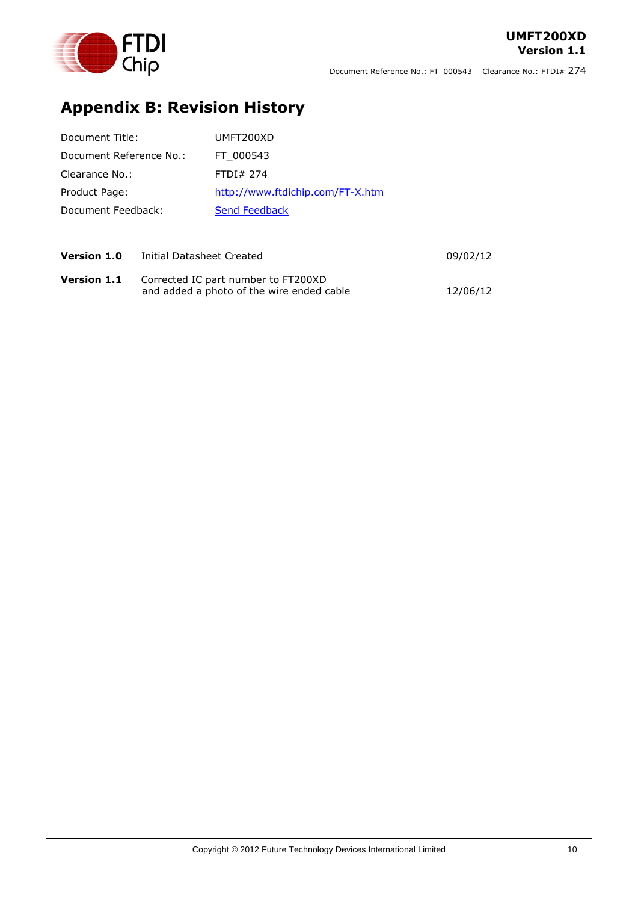# Appendix B: Revision History

| | |
|---|---|
| Document Title: | UMFT200XD |
| Document Reference No.: | FT_000543 |
| Clearance No.: | FTDI# 274 |
| Product Page: | http://www.ftdichip.com/FT-X.htm |
| Document Feedback: | Send Feedback |

| | | |
|---|---|---|
| **Version 1.0** | Initial Datasheet Created | 09/02/12 |
| **Version 1.1** | Corrected IC part number to FT200XD and added a photo of the wire ended cable | 12/06/12 |